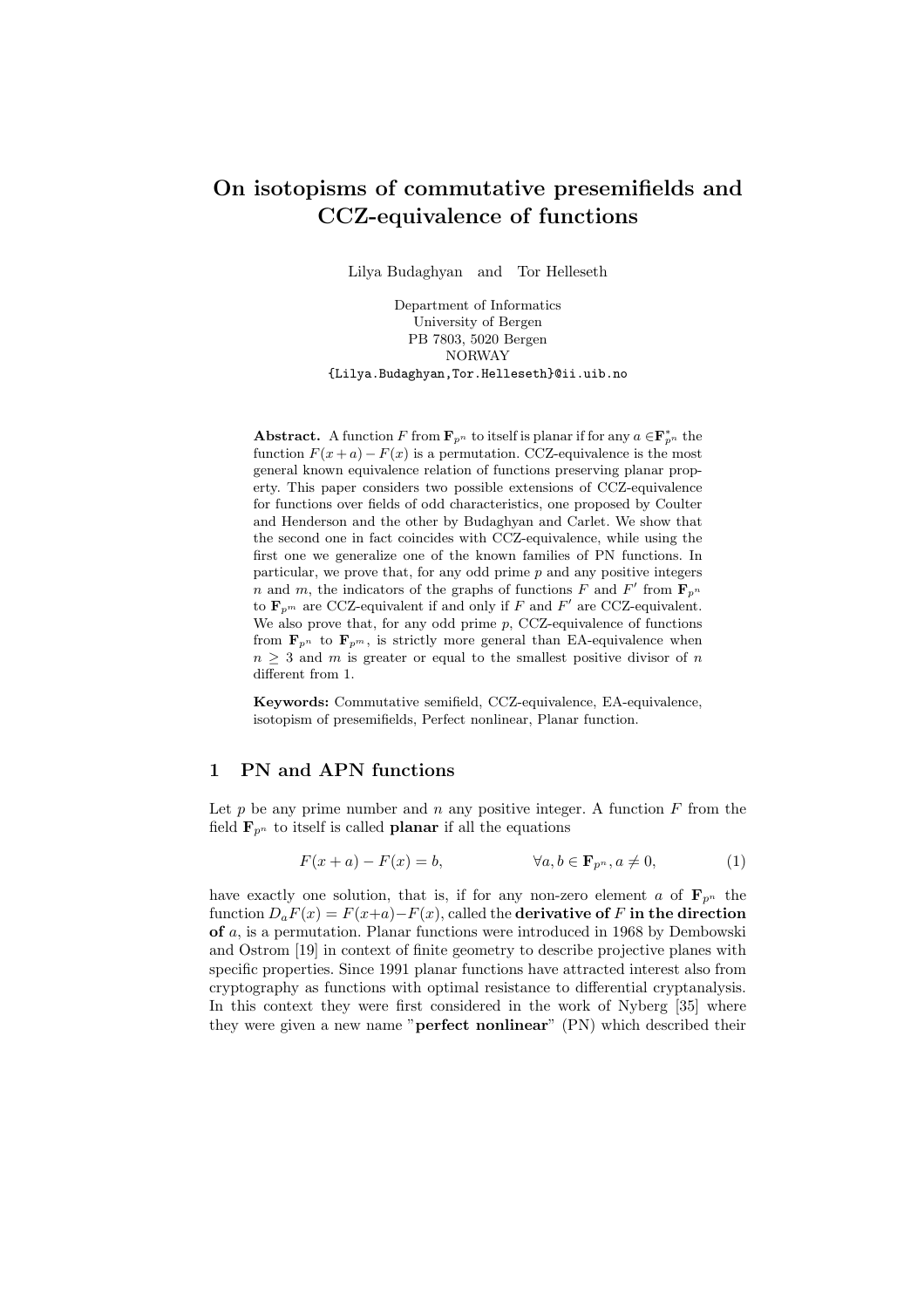# On isotopisms of commutative presemifields and CCZ-equivalence of functions

Lilya Budaghyan and Tor Helleseth

Department of Informatics
University of Bergen
PB 7803, 5020 Bergen
NORWAY
{Lilya.Budaghyan,Tor.Helleseth}@ii.uib.no

**Abstract.** A function $F$ from $\mathbf{F}_{p^n}$ to itself is planar if for any $a \in \mathbf{F}_{p^n}^*$ the function $F(x+a)-F(x)$ is a permutation. CCZ-equivalence is the most general known equivalence relation of functions preserving planar property. This paper considers two possible extensions of CCZ-equivalence for functions over fields of odd characteristics, one proposed by Coulter and Henderson and the other by Budaghyan and Carlet. We show that the second one in fact coincides with CCZ-equivalence, while using the first one we generalize one of the known families of PN functions. In particular, we prove that, for any odd prime $p$ and any positive integers $n$ and $m$, the indicators of the graphs of functions $F$ and $F'$ from $\mathbf{F}_{p^n}$ to $\mathbf{F}_{p^m}$ are CCZ-equivalent if and only if $F$ and $F'$ are CCZ-equivalent. We also prove that, for any odd prime $p$, CCZ-equivalence of functions from $\mathbf{F}_{p^n}$ to $\mathbf{F}_{p^m}$, is strictly more general than EA-equivalence when $n \geq 3$ and $m$ is greater or equal to the smallest positive divisor of $n$ different from 1.

**Keywords:** Commutative semifield, CCZ-equivalence, EA-equivalence, isotopism of presemifields, Perfect nonlinear, Planar function.

## 1 PN and APN functions

Let $p$ be any prime number and $n$ any positive integer. A function $F$ from the field $\mathbf{F}_{p^n}$ to itself is called **planar** if all the equations

$$F(x+a) - F(x) = b, \qquad \forall a, b \in \mathbf{F}_{p^n}, a \neq 0, \tag{1}$$

have exactly one solution, that is, if for any non-zero element $a$ of $\mathbf{F}_{p^n}$ the function $D_aF(x) = F(x+a)-F(x)$, called the **derivative of $F$ in the direction of** $a$, is a permutation. Planar functions were introduced in 1968 by Dembowski and Ostrom [19] in context of finite geometry to describe projective planes with specific properties. Since 1991 planar functions have attracted interest also from cryptography as functions with optimal resistance to differential cryptanalysis. In this context they were first considered in the work of Nyberg [35] where they were given a new name "**perfect nonlinear**" (PN) which described their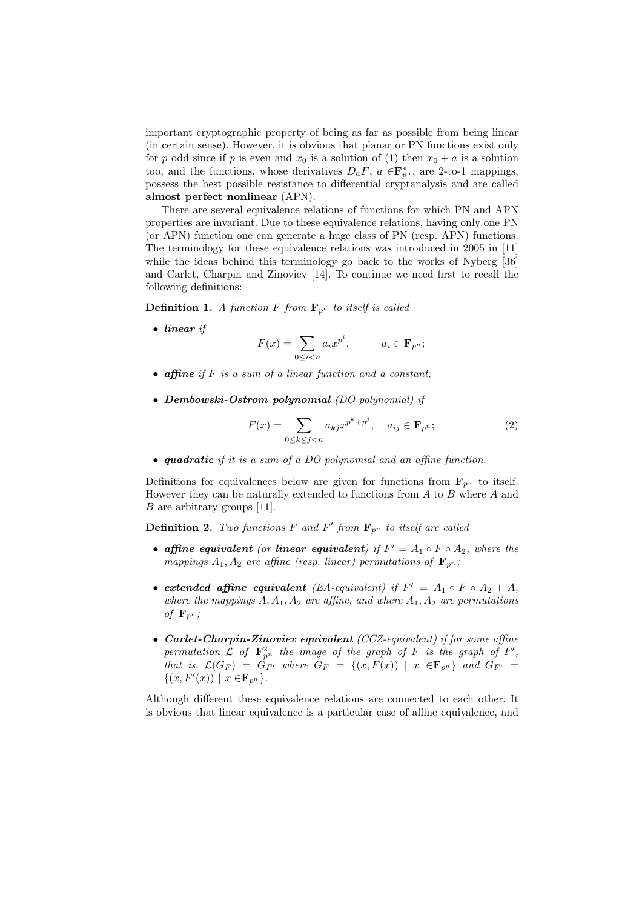important cryptographic property of being as far as possible from being linear (in certain sense). However, it is obvious that planar or PN functions exist only for $p$ odd since if $p$ is even and $x_0$ is a solution of (1) then $x_0 + a$ is a solution too, and the functions, whose derivatives $D_aF$, $a \in \mathbf{F}_{p^n}^*$, are 2-to-1 mappings, possess the best possible resistance to differential cryptanalysis and are called **almost perfect nonlinear** (APN).

There are several equivalence relations of functions for which PN and APN properties are invariant. Due to these equivalence relations, having only one PN (or APN) function one can generate a huge class of PN (resp. APN) functions. The terminology for these equivalence relations was introduced in 2005 in [11] while the ideas behind this terminology go back to the works of Nyberg [36] and Carlet, Charpin and Zinoviev [14]. To continue we need first to recall the following definitions:

**Definition 1.** *A function $F$ from $\mathbf{F}_{p^n}$ to itself is called*

- ***linear*** *if*
$$F(x) = \sum_{0 \le i < n} a_i x^{p^i}, \qquad a_i \in \mathbf{F}_{p^n};$$
- ***affine*** *if $F$ is a sum of a linear function and a constant;*
- ***Dembowski-Ostrom polynomial*** *(DO polynomial) if*
$$F(x) = \sum_{0 \le k \le j < n} a_{kj} x^{p^k + p^j}, \quad a_{ij} \in \mathbf{F}_{p^n}; \tag{2}$$
- ***quadratic*** *if it is a sum of a DO polynomial and an affine function.*

Definitions for equivalences below are given for functions from $\mathbf{F}_{p^n}$ to itself. However they can be naturally extended to functions from $A$ to $B$ where $A$ and $B$ are arbitrary groups [11].

**Definition 2.** *Two functions $F$ and $F'$ from $\mathbf{F}_{p^n}$ to itself are called*

- ***affine equivalent*** *(or **linear equivalent**) if $F' = A_1 \circ F \circ A_2$, where the mappings $A_1, A_2$ are affine (resp. linear) permutations of $\mathbf{F}_{p^n}$;*
- ***extended affine equivalent*** *(EA-equivalent) if $F' = A_1 \circ F \circ A_2 + A$, where the mappings $A, A_1, A_2$ are affine, and where $A_1, A_2$ are permutations of $\mathbf{F}_{p^n}$;*
- ***Carlet-Charpin-Zinoviev equivalent*** *(CCZ-equivalent) if for some affine permutation $\mathcal{L}$ of $\mathbf{F}_{p^n}^2$ the image of the graph of $F$ is the graph of $F'$, that is, $\mathcal{L}(G_F) = G_{F'}$ where $G_F = \{(x, F(x)) \mid x \in \mathbf{F}_{p^n}\}$ and $G_{F'} = \{(x, F'(x)) \mid x \in \mathbf{F}_{p^n}\}$.*

Although different these equivalence relations are connected to each other. It is obvious that linear equivalence is a particular case of affine equivalence, and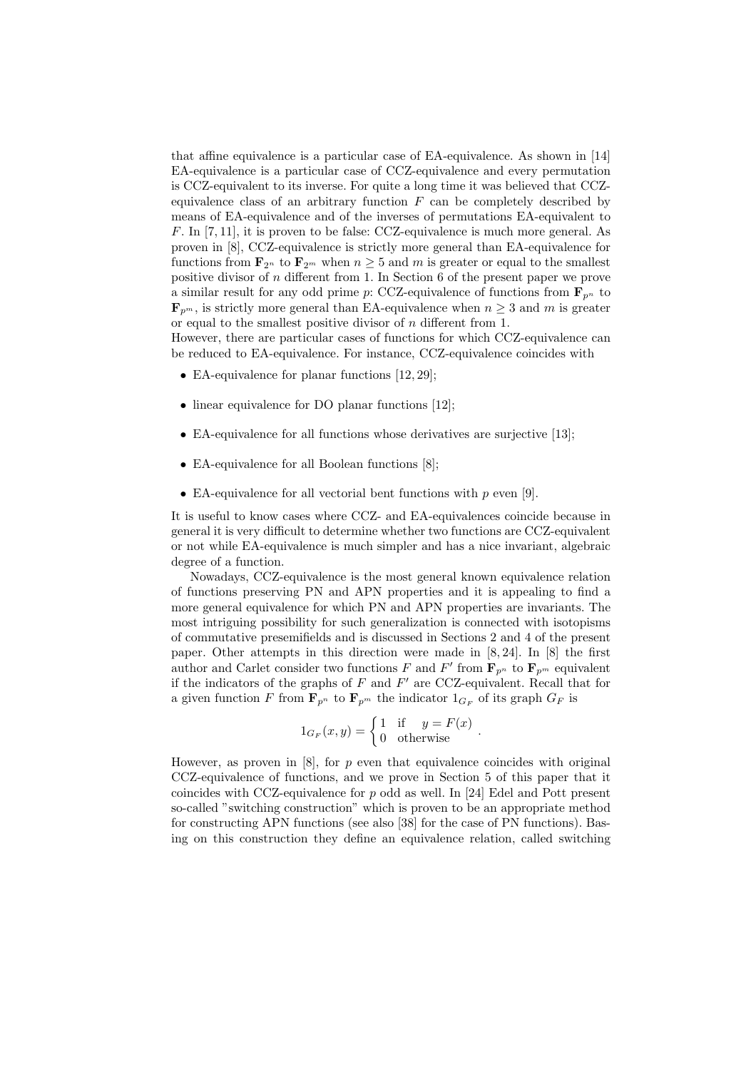that affine equivalence is a particular case of EA-equivalence. As shown in [14] EA-equivalence is a particular case of CCZ-equivalence and every permutation is CCZ-equivalent to its inverse. For quite a long time it was believed that CCZ-equivalence class of an arbitrary function $F$ can be completely described by means of EA-equivalence and of the inverses of permutations EA-equivalent to $F$. In [7, 11], it is proven to be false: CCZ-equivalence is much more general. As proven in [8], CCZ-equivalence is strictly more general than EA-equivalence for functions from $\mathbf{F}_{2^n}$ to $\mathbf{F}_{2^m}$ when $n \geq 5$ and $m$ is greater or equal to the smallest positive divisor of $n$ different from 1. In Section 6 of the present paper we prove a similar result for any odd prime $p$: CCZ-equivalence of functions from $\mathbf{F}_{p^n}$ to $\mathbf{F}_{p^m}$, is strictly more general than EA-equivalence when $n \geq 3$ and $m$ is greater or equal to the smallest positive divisor of $n$ different from 1.
However, there are particular cases of functions for which CCZ-equivalence can be reduced to EA-equivalence. For instance, CCZ-equivalence coincides with

- EA-equivalence for planar functions [12, 29];
- linear equivalence for DO planar functions [12];
- EA-equivalence for all functions whose derivatives are surjective [13];
- EA-equivalence for all Boolean functions [8];
- EA-equivalence for all vectorial bent functions with $p$ even [9].

It is useful to know cases where CCZ- and EA-equivalences coincide because in general it is very difficult to determine whether two functions are CCZ-equivalent or not while EA-equivalence is much simpler and has a nice invariant, algebraic degree of a function.

Nowadays, CCZ-equivalence is the most general known equivalence relation of functions preserving PN and APN properties and it is appealing to find a more general equivalence for which PN and APN properties are invariants. The most intriguing possibility for such generalization is connected with isotopisms of commutative presemifields and is discussed in Sections 2 and 4 of the present paper. Other attempts in this direction were made in [8, 24]. In [8] the first author and Carlet consider two functions $F$ and $F'$ from $\mathbf{F}_{p^n}$ to $\mathbf{F}_{p^m}$ equivalent if the indicators of the graphs of $F$ and $F'$ are CCZ-equivalent. Recall that for a given function $F$ from $\mathbf{F}_{p^n}$ to $\mathbf{F}_{p^m}$ the indicator $1_{G_F}$ of its graph $G_F$ is

$$1_{G_F}(x, y) = \begin{cases} 1 & \text{if} \quad y = F(x) \\ 0 & \text{otherwise} \end{cases}.$$

However, as proven in [8], for $p$ even that equivalence coincides with original CCZ-equivalence of functions, and we prove in Section 5 of this paper that it coincides with CCZ-equivalence for $p$ odd as well. In [24] Edel and Pott present so-called "switching construction" which is proven to be an appropriate method for constructing APN functions (see also [38] for the case of PN functions). Basing on this construction they define an equivalence relation, called switching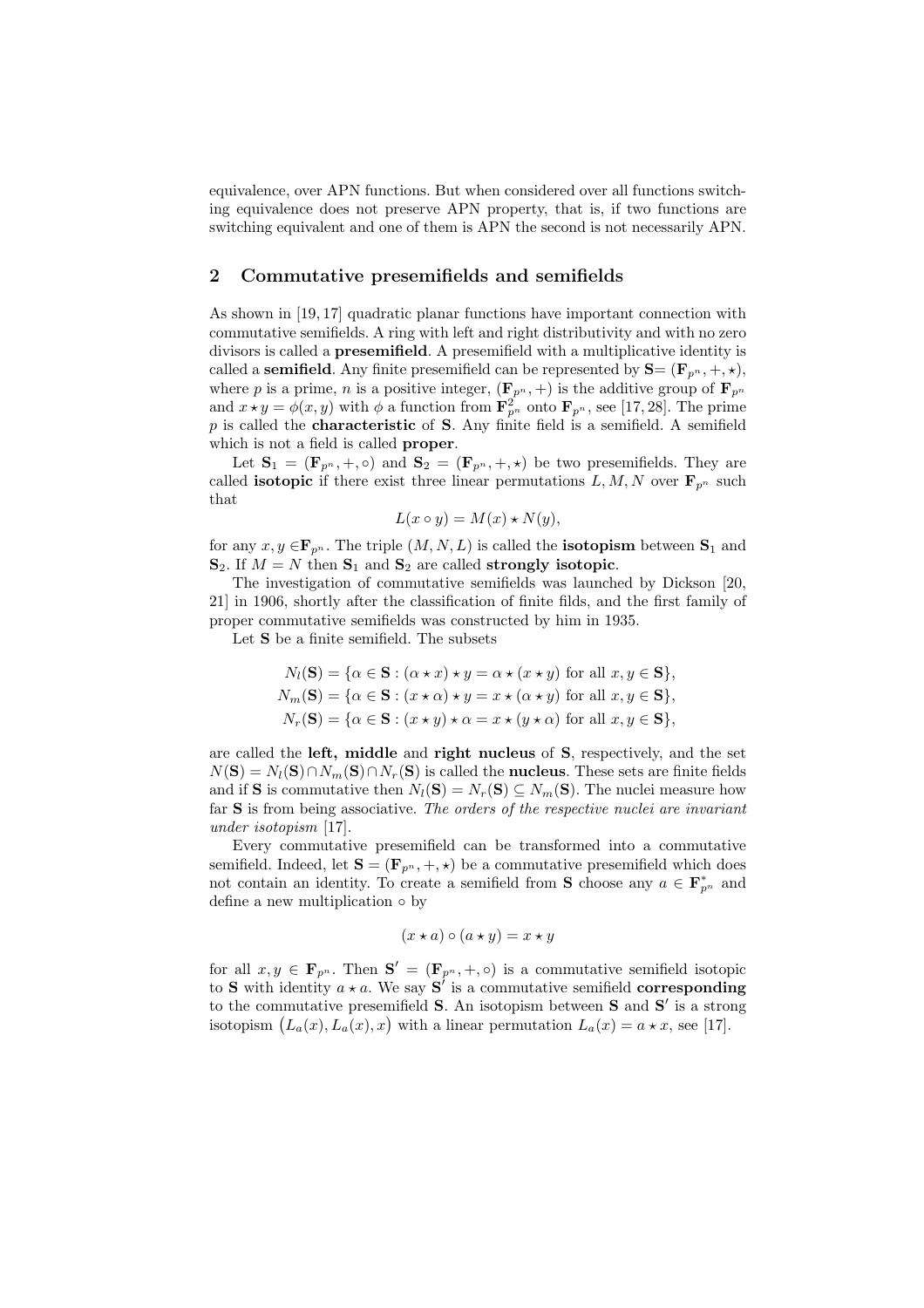equivalence, over APN functions. But when considered over all functions switching equivalence does not preserve APN property, that is, if two functions are switching equivalent and one of them is APN the second is not necessarily APN.

## 2 Commutative presemifields and semifields

As shown in [19, 17] quadratic planar functions have important connection with commutative semifields. A ring with left and right distributivity and with no zero divisors is called a **presemifield**. A presemifield with a multiplicative identity is called a **semifield**. Any finite presemifield can be represented by $\mathbf{S}=(\mathbf{F}_{p^n},+,\star)$, where $p$ is a prime, $n$ is a positive integer, $(\mathbf{F}_{p^n},+)$ is the additive group of $\mathbf{F}_{p^n}$ and $x\star y=\phi(x,y)$ with $\phi$ a function from $\mathbf{F}_{p^n}^2$ onto $\mathbf{F}_{p^n}$, see [17, 28]. The prime $p$ is called the **characteristic** of $\mathbf{S}$. Any finite field is a semifield. A semifield which is not a field is called **proper**.

Let $\mathbf{S}_1=(\mathbf{F}_{p^n},+,\circ)$ and $\mathbf{S}_2=(\mathbf{F}_{p^n},+,\star)$ be two presemifields. They are called **isotopic** if there exist three linear permutations $L,M,N$ over $\mathbf{F}_{p^n}$ such that

$$L(x\circ y)=M(x)\star N(y),$$

for any $x,y\in\mathbf{F}_{p^n}$. The triple $(M,N,L)$ is called the **isotopism** between $\mathbf{S}_1$ and $\mathbf{S}_2$. If $M=N$ then $\mathbf{S}_1$ and $\mathbf{S}_2$ are called **strongly isotopic**.

The investigation of commutative semifields was launched by Dickson [20, 21] in 1906, shortly after the classification of finite filds, and the first family of proper commutative semifields was constructed by him in 1935.

Let $\mathbf{S}$ be a finite semifield. The subsets

$$N_l(\mathbf{S})=\{\alpha\in\mathbf{S}:(\alpha\star x)\star y=\alpha\star(x\star y)\text{ for all }x,y\in\mathbf{S}\},$$
$$N_m(\mathbf{S})=\{\alpha\in\mathbf{S}:(x\star\alpha)\star y=x\star(\alpha\star y)\text{ for all }x,y\in\mathbf{S}\},$$
$$N_r(\mathbf{S})=\{\alpha\in\mathbf{S}:(x\star y)\star\alpha=x\star(y\star\alpha)\text{ for all }x,y\in\mathbf{S}\},$$

are called the **left, middle** and **right nucleus** of $\mathbf{S}$, respectively, and the set $N(\mathbf{S})=N_l(\mathbf{S})\cap N_m(\mathbf{S})\cap N_r(\mathbf{S})$ is called the **nucleus**. These sets are finite fields and if $\mathbf{S}$ is commutative then $N_l(\mathbf{S})=N_r(\mathbf{S})\subseteq N_m(\mathbf{S})$. The nuclei measure how far $\mathbf{S}$ is from being associative. *The orders of the respective nuclei are invariant under isotopism* [17].

Every commutative presemifield can be transformed into a commutative semifield. Indeed, let $\mathbf{S}=(\mathbf{F}_{p^n},+,\star)$ be a commutative presemifield which does not contain an identity. To create a semifield from $\mathbf{S}$ choose any $a\in\mathbf{F}_{p^n}^*$ and define a new multiplication $\circ$ by

$$(x\star a)\circ(a\star y)=x\star y$$

for all $x,y\in\mathbf{F}_{p^n}$. Then $\mathbf{S}'=(\mathbf{F}_{p^n},+,\circ)$ is a commutative semifield isotopic to $\mathbf{S}$ with identity $a\star a$. We say $\mathbf{S}'$ is a commutative semifield **corresponding** to the commutative presemifield $\mathbf{S}$. An isotopism between $\mathbf{S}$ and $\mathbf{S}'$ is a strong isotopism $\big(L_a(x),L_a(x),x\big)$ with a linear permutation $L_a(x)=a\star x$, see [17].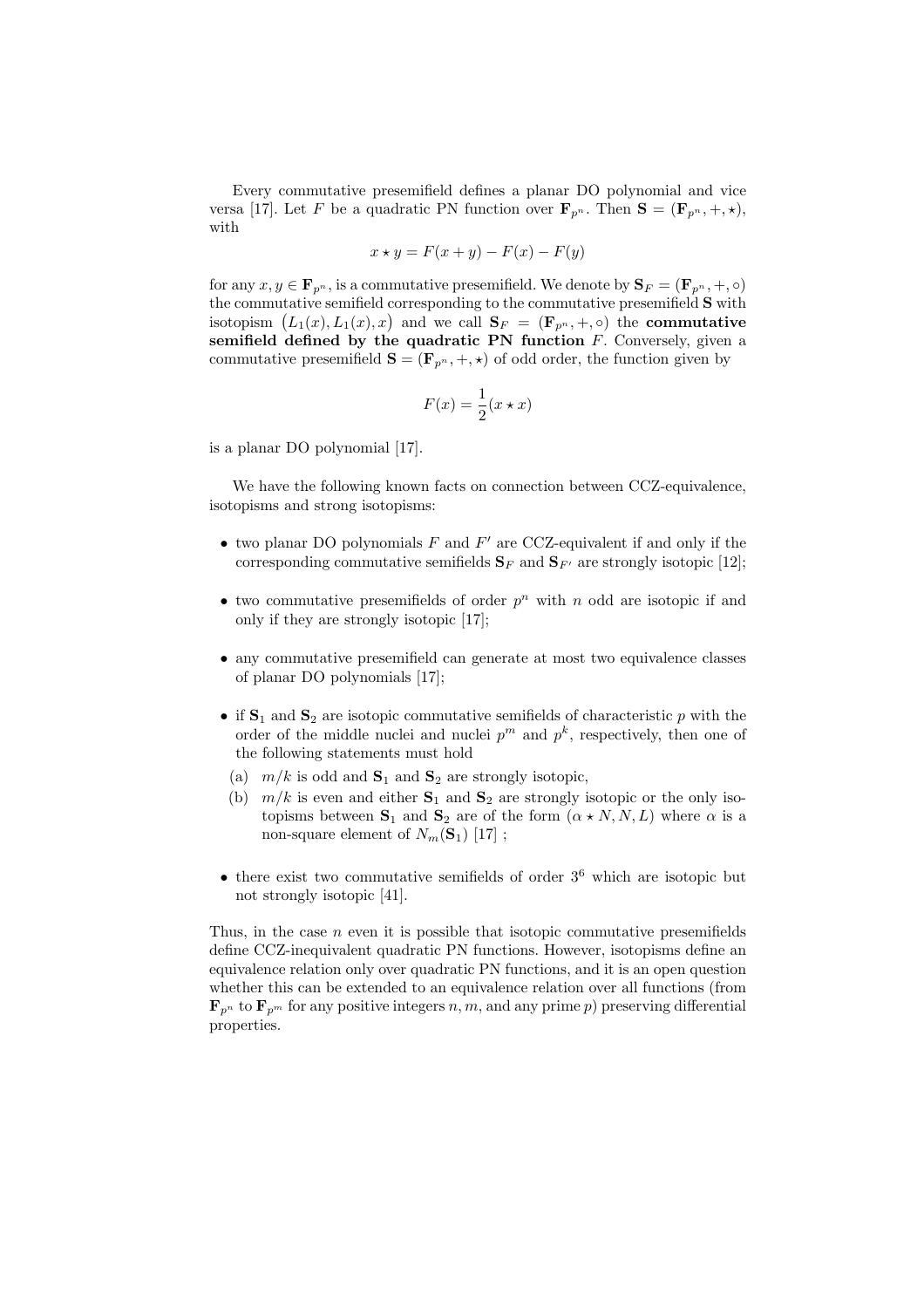Every commutative presemifield defines a planar DO polynomial and vice versa [17]. Let $F$ be a quadratic PN function over $\mathbf{F}_{p^n}$. Then $\mathbf{S} = (\mathbf{F}_{p^n}, +, \star)$, with

$$x \star y = F(x+y) - F(x) - F(y)$$

for any $x, y \in \mathbf{F}_{p^n}$, is a commutative presemifield. We denote by $\mathbf{S}_F = (\mathbf{F}_{p^n}, +, \circ)$ the commutative semifield corresponding to the commutative presemifield $\mathbf{S}$ with isotopism $\big(L_1(x), L_1(x), x\big)$ and we call $\mathbf{S}_F = (\mathbf{F}_{p^n}, +, \circ)$ the **commutative semifield defined by the quadratic PN function** $F$. Conversely, given a commutative presemifield $\mathbf{S} = (\mathbf{F}_{p^n}, +, \star)$ of odd order, the function given by

$$F(x) = \frac{1}{2}(x \star x)$$

is a planar DO polynomial [17].

We have the following known facts on connection between CCZ-equivalence, isotopisms and strong isotopisms:

- two planar DO polynomials $F$ and $F'$ are CCZ-equivalent if and only if the corresponding commutative semifields $\mathbf{S}_F$ and $\mathbf{S}_{F'}$ are strongly isotopic [12];
- two commutative presemifields of order $p^n$ with $n$ odd are isotopic if and only if they are strongly isotopic [17];
- any commutative presemifield can generate at most two equivalence classes of planar DO polynomials [17];
- if $\mathbf{S}_1$ and $\mathbf{S}_2$ are isotopic commutative semifields of characteristic $p$ with the order of the middle nuclei and nuclei $p^m$ and $p^k$, respectively, then one of the following statements must hold
  - (a) $m/k$ is odd and $\mathbf{S}_1$ and $\mathbf{S}_2$ are strongly isotopic,
  - (b) $m/k$ is even and either $\mathbf{S}_1$ and $\mathbf{S}_2$ are strongly isotopic or the only isotopisms between $\mathbf{S}_1$ and $\mathbf{S}_2$ are of the form $(\alpha \star N, N, L)$ where $\alpha$ is a non-square element of $N_m(\mathbf{S}_1)$ [17] ;
- there exist two commutative semifields of order $3^6$ which are isotopic but not strongly isotopic [41].

Thus, in the case $n$ even it is possible that isotopic commutative presemifields define CCZ-inequivalent quadratic PN functions. However, isotopisms define an equivalence relation only over quadratic PN functions, and it is an open question whether this can be extended to an equivalence relation over all functions (from $\mathbf{F}_{p^n}$ to $\mathbf{F}_{p^m}$ for any positive integers $n, m$, and any prime $p$) preserving differential properties.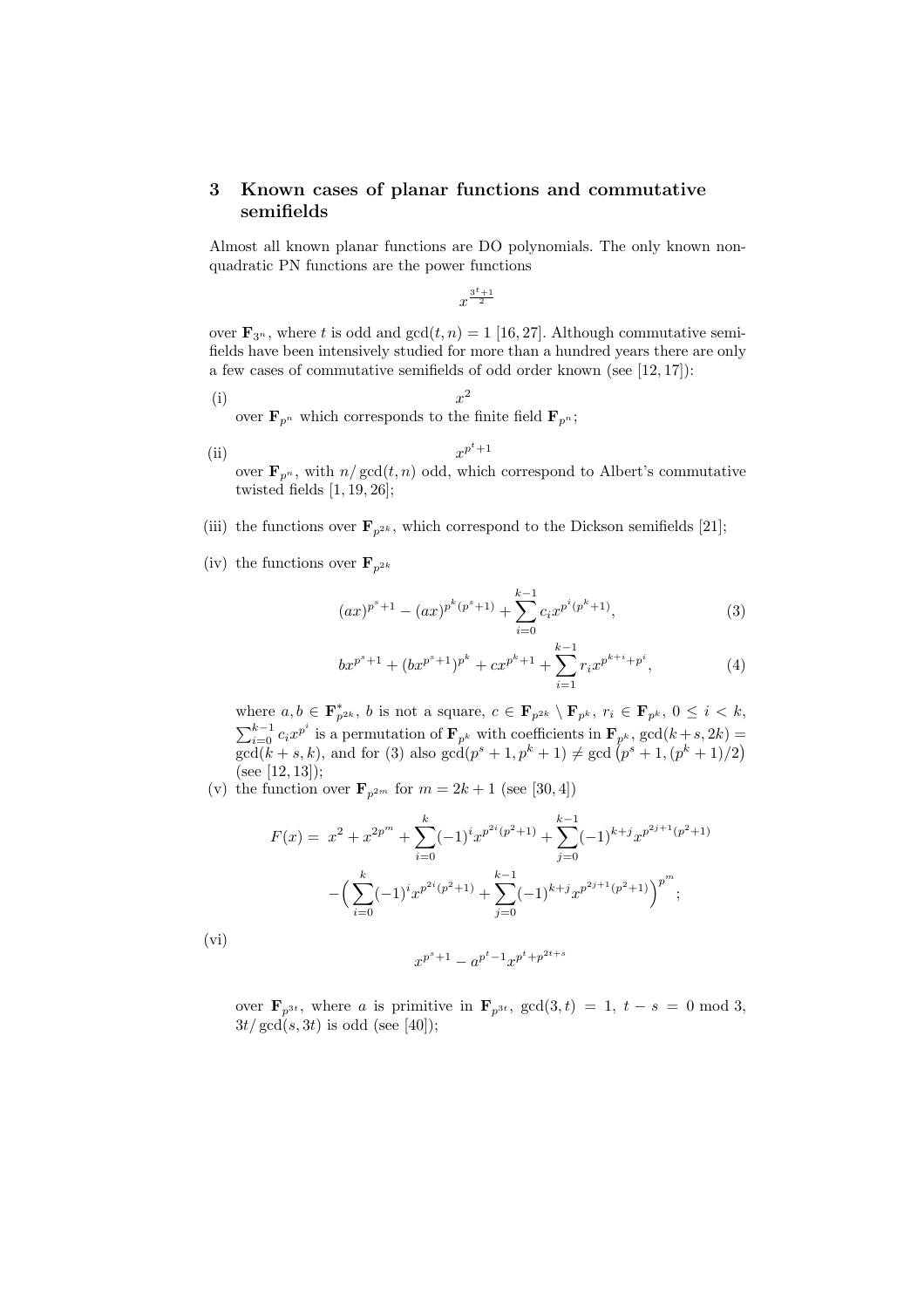## 3 Known cases of planar functions and commutative semifields

Almost all known planar functions are DO polynomials. The only known non-quadratic PN functions are the power functions

$$x^{\frac{3^t+1}{2}}$$

over $\mathbf{F}_{3^n}$, where $t$ is odd and $\gcd(t,n)=1$ [16, 27]. Although commutative semifields have been intensively studied for more than a hundred years there are only a few cases of commutative semifields of odd order known (see [12, 17]):

(i) $$x^2$$
over $\mathbf{F}_{p^n}$ which corresponds to the finite field $\mathbf{F}_{p^n}$;

(ii) $$x^{p^t+1}$$
over $\mathbf{F}_{p^n}$, with $n/\gcd(t,n)$ odd, which correspond to Albert's commutative twisted fields [1, 19, 26];

(iii) the functions over $\mathbf{F}_{p^{2k}}$, which correspond to the Dickson semifields [21];

(iv) the functions over $\mathbf{F}_{p^{2k}}$

$$(ax)^{p^s+1} - (ax)^{p^k(p^s+1)} + \sum_{i=0}^{k-1} c_i x^{p^i(p^k+1)}, \tag{3}$$

$$bx^{p^s+1} + (bx^{p^s+1})^{p^k} + cx^{p^k+1} + \sum_{i=1}^{k-1} r_i x^{p^{k+i}+p^i}, \tag{4}$$

where $a, b \in \mathbf{F}^*_{p^{2k}}$, $b$ is not a square, $c \in \mathbf{F}_{p^{2k}} \setminus \mathbf{F}_{p^k}$, $r_i \in \mathbf{F}_{p^k}$, $0 \le i < k$, $\sum_{i=0}^{k-1} c_i x^{p^i}$ is a permutation of $\mathbf{F}_{p^k}$ with coefficients in $\mathbf{F}_{p^k}$, $\gcd(k+s, 2k) = \gcd(k+s, k)$, and for (3) also $\gcd(p^s+1, p^k+1) \ne \gcd\big(p^s+1, (p^k+1)/2\big)$ (see [12, 13]);

(v) the function over $\mathbf{F}_{p^{2m}}$ for $m = 2k+1$ (see [30, 4])

$$F(x) = x^2 + x^{2p^m} + \sum_{i=0}^{k}(-1)^i x^{p^{2i}(p^2+1)} + \sum_{j=0}^{k-1}(-1)^{k+j} x^{p^{2j+1}(p^2+1)}$$
$$- \Big(\sum_{i=0}^{k}(-1)^i x^{p^{2i}(p^2+1)} + \sum_{j=0}^{k-1}(-1)^{k+j} x^{p^{2j+1}(p^2+1)}\Big)^{p^m};$$

(vi)

$$x^{p^s+1} - a^{p^t-1} x^{p^t+p^{2t+s}}$$

over $\mathbf{F}_{p^{3t}}$, where $a$ is primitive in $\mathbf{F}_{p^{3t}}$, $\gcd(3,t) = 1$, $t - s = 0 \bmod 3$, $3t/\gcd(s, 3t)$ is odd (see [40]);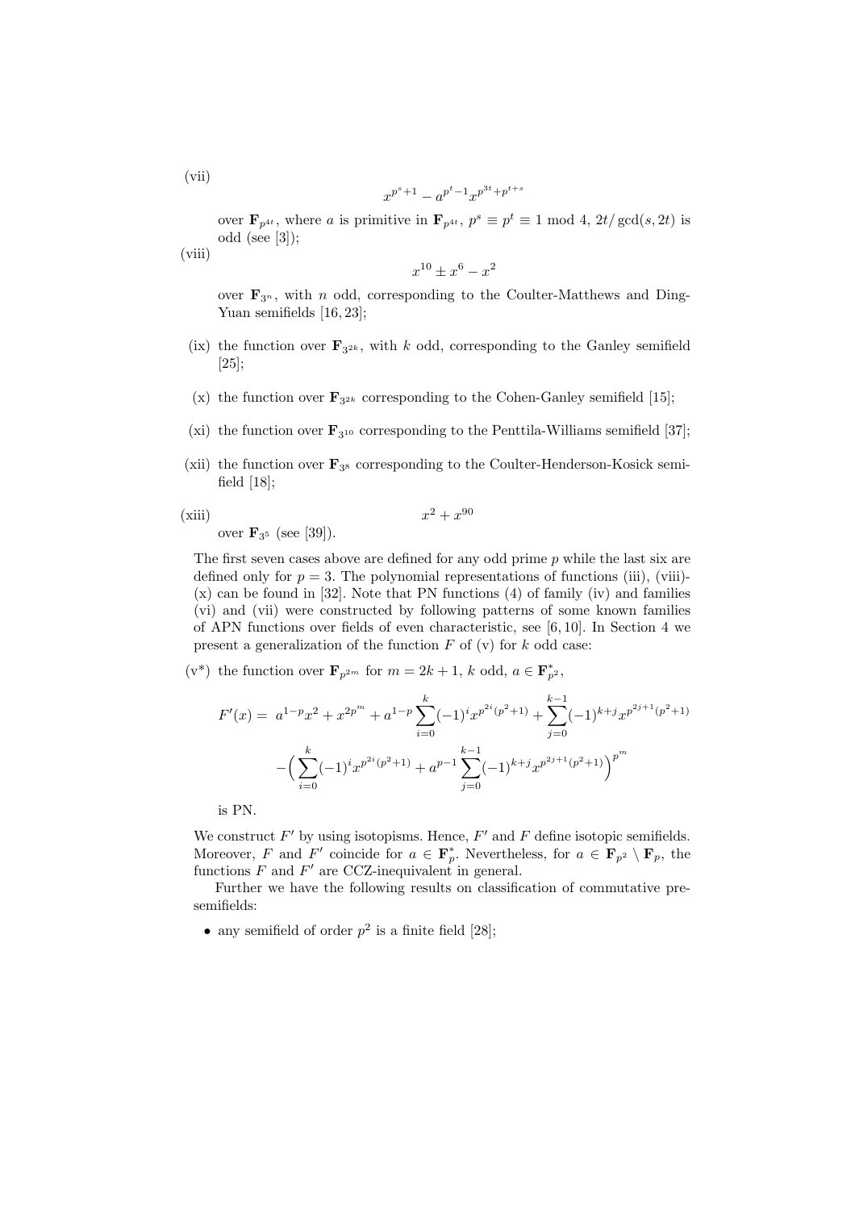(vii)

$$x^{p^s+1} - a^{p^t-1}x^{p^{3t}+p^{t+s}}$$

over $\mathbf{F}_{p^{4t}}$, where $a$ is primitive in $\mathbf{F}_{p^{4t}}$, $p^s \equiv p^t \equiv 1 \bmod 4$, $2t/\gcd(s, 2t)$ is odd (see [3]);

(viii)

$$x^{10} \pm x^6 - x^2$$

over $\mathbf{F}_{3^n}$, with $n$ odd, corresponding to the Coulter-Matthews and Ding-Yuan semifields [16, 23];

(ix) the function over $\mathbf{F}_{3^{2k}}$, with $k$ odd, corresponding to the Ganley semifield [25];

(x) the function over $\mathbf{F}_{3^{2k}}$ corresponding to the Cohen-Ganley semifield [15];

(xi) the function over $\mathbf{F}_{3^{10}}$ corresponding to the Penttila-Williams semifield [37];

(xii) the function over $\mathbf{F}_{3^8}$ corresponding to the Coulter-Henderson-Kosick semifield [18];

(xiii)

$$x^2 + x^{90}$$

over $\mathbf{F}_{3^5}$ (see [39]).

The first seven cases above are defined for any odd prime $p$ while the last six are defined only for $p = 3$. The polynomial representations of functions (iii), (viii)-(x) can be found in [32]. Note that PN functions (4) of family (iv) and families (vi) and (vii) were constructed by following patterns of some known families of APN functions over fields of even characteristic, see [6, 10]. In Section 4 we present a generalization of the function $F$ of (v) for $k$ odd case:

(v*) the function over $\mathbf{F}_{p^{2m}}$ for $m = 2k+1$, $k$ odd, $a \in \mathbf{F}^*_{p^2}$,

$$F'(x) = \ a^{1-p}x^2 + x^{2p^m} + a^{1-p}\sum_{i=0}^{k}(-1)^i x^{p^{2i}(p^2+1)} + \sum_{j=0}^{k-1}(-1)^{k+j}x^{p^{2j+1}(p^2+1)}$$
$$-\Big(\sum_{i=0}^{k}(-1)^i x^{p^{2i}(p^2+1)} + a^{p-1}\sum_{j=0}^{k-1}(-1)^{k+j}x^{p^{2j+1}(p^2+1)}\Big)^{p^m}$$

is PN.

We construct $F'$ by using isotopisms. Hence, $F'$ and $F$ define isotopic semifields. Moreover, $F$ and $F'$ coincide for $a \in \mathbf{F}^*_p$. Nevertheless, for $a \in \mathbf{F}_{p^2} \setminus \mathbf{F}_p$, the functions $F$ and $F'$ are CCZ-inequivalent in general.

Further we have the following results on classification of commutative presemifields:

- any semifield of order $p^2$ is a finite field [28];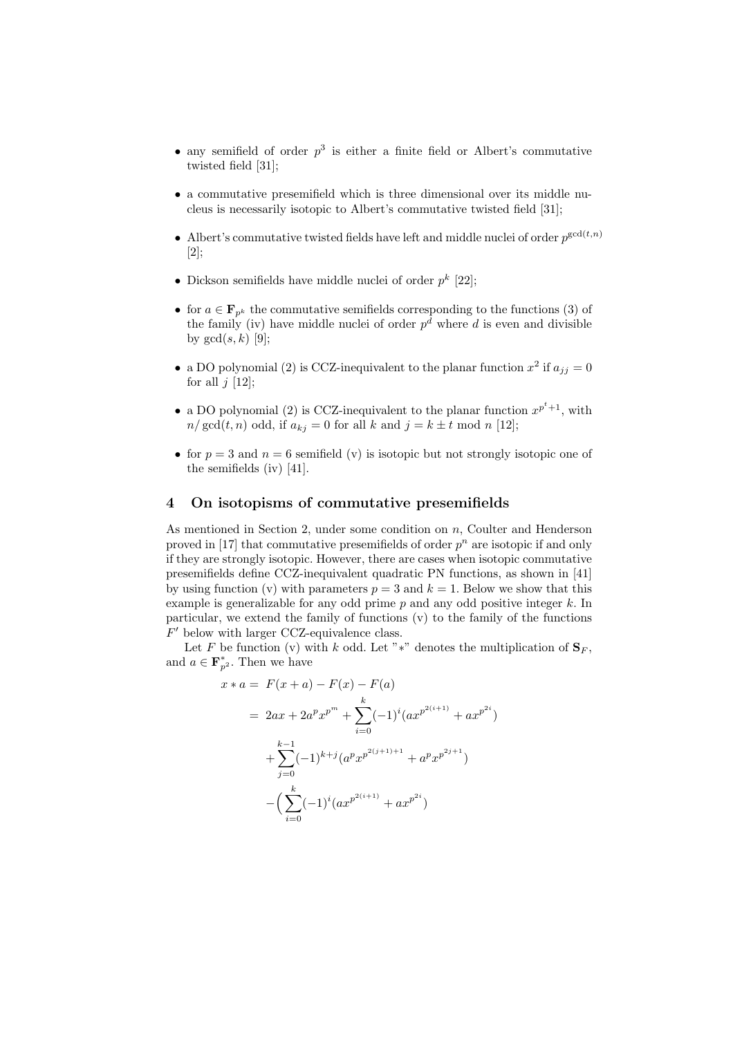- any semifield of order $p^3$ is either a finite field or Albert's commutative twisted field [31];
- a commutative presemifield which is three dimensional over its middle nucleus is necessarily isotopic to Albert's commutative twisted field [31];
- Albert's commutative twisted fields have left and middle nuclei of order $p^{\gcd(t,n)}$ [2];
- Dickson semifields have middle nuclei of order $p^k$ [22];
- for $a \in \mathbf{F}_{p^k}$ the commutative semifields corresponding to the functions (3) of the family (iv) have middle nuclei of order $p^d$ where $d$ is even and divisible by $\gcd(s,k)$ [9];
- a DO polynomial (2) is CCZ-inequivalent to the planar function $x^2$ if $a_{jj} = 0$ for all $j$ [12];
- a DO polynomial (2) is CCZ-inequivalent to the planar function $x^{p^t+1}$, with $n/\gcd(t,n)$ odd, if $a_{kj} = 0$ for all $k$ and $j = k \pm t \mod n$ [12];
- for $p = 3$ and $n = 6$ semifield (v) is isotopic but not strongly isotopic one of the semifields (iv) [41].

## 4 On isotopisms of commutative presemifields

As mentioned in Section 2, under some condition on $n$, Coulter and Henderson proved in [17] that commutative presemifields of order $p^n$ are isotopic if and only if they are strongly isotopic. However, there are cases when isotopic commutative presemifields define CCZ-inequivalent quadratic PN functions, as shown in [41] by using function (v) with parameters $p = 3$ and $k = 1$. Below we show that this example is generalizable for any odd prime $p$ and any odd positive integer $k$. In particular, we extend the family of functions (v) to the family of the functions $F'$ below with larger CCZ-equivalence class.

Let $F$ be function (v) with $k$ odd. Let "$*$" denotes the multiplication of $\mathbf{S}_F$, and $a \in \mathbf{F}_{p^2}^*$. Then we have

$$
\begin{aligned}
x * a &= F(x+a) - F(x) - F(a) \\
&= 2ax + 2a^p x^{p^m} + \sum_{i=0}^{k} (-1)^i (a x^{p^{2(i+1)}} + a x^{p^{2i}}) \\
&\quad + \sum_{j=0}^{k-1} (-1)^{k+j} (a^p x^{p^{2(j+1)+1}} + a^p x^{p^{2j+1}}) \\
&\quad - \Big( \sum_{i=0}^{k} (-1)^i (a x^{p^{2(i+1)}} + a x^{p^{2i}})
\end{aligned}
$$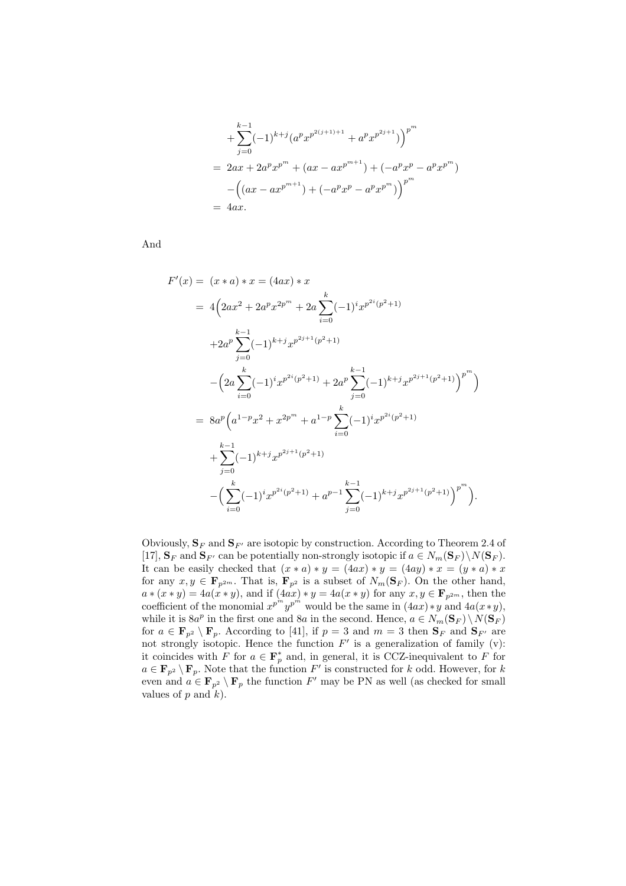$$
\begin{aligned}
&\quad + \sum_{j=0}^{k-1} (-1)^{k+j} (a^p x^{p^{2(j+1)+1}} + a^p x^{p^{2j+1}}) \Big)^{p^m} \\
&= 2ax + 2a^p x^{p^m} + (ax - ax^{p^{m+1}}) + (-a^p x^p - a^p x^{p^m}) \\
&\quad - \Big( (ax - ax^{p^{m+1}}) + (-a^p x^p - a^p x^{p^m}) \Big)^{p^m} \\
&= 4ax.
\end{aligned}
$$

And

$$
\begin{aligned}
F'(x) &= (x * a) * x = (4ax) * x \\
&= 4\Big( 2ax^2 + 2a^p x^{2p^m} + 2a \sum_{i=0}^{k} (-1)^i x^{p^{2i}(p^2+1)} \\
&\quad + 2a^p \sum_{j=0}^{k-1} (-1)^{k+j} x^{p^{2j+1}(p^2+1)} \\
&\quad - \Big( 2a \sum_{i=0}^{k} (-1)^i x^{p^{2i}(p^2+1)} + 2a^p \sum_{j=0}^{k-1} (-1)^{k+j} x^{p^{2j+1}(p^2+1)} \Big)^{p^m} \Big) \\
&= 8a^p \Big( a^{1-p} x^2 + x^{2p^m} + a^{1-p} \sum_{i=0}^{k} (-1)^i x^{p^{2i}(p^2+1)} \\
&\quad + \sum_{j=0}^{k-1} (-1)^{k+j} x^{p^{2j+1}(p^2+1)} \\
&\quad - \Big( \sum_{i=0}^{k} (-1)^i x^{p^{2i}(p^2+1)} + a^{p-1} \sum_{j=0}^{k-1} (-1)^{k+j} x^{p^{2j+1}(p^2+1)} \Big)^{p^m} \Big).
\end{aligned}
$$

Obviously, $\mathbf{S}_F$ and $\mathbf{S}_{F'}$ are isotopic by construction. According to Theorem 2.4 of [17], $\mathbf{S}_F$ and $\mathbf{S}_{F'}$ can be potentially non-strongly isotopic if $a \in N_m(\mathbf{S}_F) \setminus N(\mathbf{S}_F)$. It can be easily checked that $(x * a) * y = (4ax) * y = (4ay) * x = (y * a) * x$ for any $x, y \in \mathbf{F}_{p^{2m}}$. That is, $\mathbf{F}_{p^2}$ is a subset of $N_m(\mathbf{S}_F)$. On the other hand, $a * (x * y) = 4a(x * y)$, and if $(4ax) * y = 4a(x * y)$ for any $x, y \in \mathbf{F}_{p^{2m}}$, then the coefficient of the monomial $x^{p^m} y^{p^m}$ would be the same in $(4ax) * y$ and $4a(x * y)$, while it is $8a^p$ in the first one and $8a$ in the second. Hence, $a \in N_m(\mathbf{S}_F) \setminus N(\mathbf{S}_F)$ for $a \in \mathbf{F}_{p^2} \setminus \mathbf{F}_p$. According to [41], if $p = 3$ and $m = 3$ then $\mathbf{S}_F$ and $\mathbf{S}_{F'}$ are not strongly isotopic. Hence the function $F'$ is a generalization of family (v): it coincides with $F$ for $a \in \mathbf{F}_p^*$ and, in general, it is CCZ-inequivalent to $F$ for $a \in \mathbf{F}_{p^2} \setminus \mathbf{F}_p$. Note that the function $F'$ is constructed for $k$ odd. However, for $k$ even and $a \in \mathbf{F}_{p^2} \setminus \mathbf{F}_p$ the function $F'$ may be PN as well (as checked for small values of $p$ and $k$).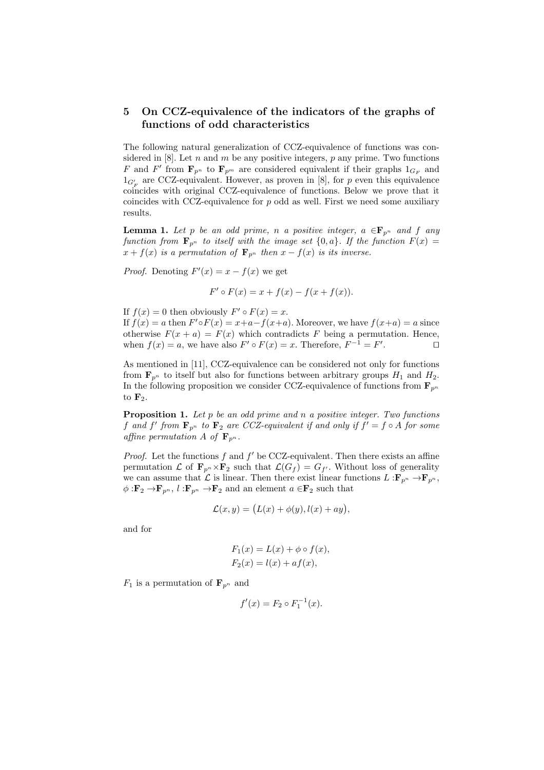## 5 On CCZ-equivalence of the indicators of the graphs of functions of odd characteristics

The following natural generalization of CCZ-equivalence of functions was considered in [8]. Let $n$ and $m$ be any positive integers, $p$ any prime. Two functions $F$ and $F'$ from $\mathbf{F}_{p^n}$ to $\mathbf{F}_{p^m}$ are considered equivalent if their graphs $1_{G_F}$ and $1_{G'_F}$ are CCZ-equivalent. However, as proven in [8], for $p$ even this equivalence coincides with original CCZ-equivalence of functions. Below we prove that it coincides with CCZ-equivalence for $p$ odd as well. First we need some auxiliary results.

**Lemma 1.** *Let $p$ be an odd prime, $n$ a positive integer, $a \in \mathbf{F}_{p^n}$ and $f$ any function from $\mathbf{F}_{p^n}$ to itself with the image set $\{0, a\}$. If the function $F(x) = x + f(x)$ is a permutation of $\mathbf{F}_{p^n}$ then $x - f(x)$ is its inverse.*

*Proof.* Denoting $F'(x) = x - f(x)$ we get

$$F' \circ F(x) = x + f(x) - f(x + f(x)).$$

If $f(x) = 0$ then obviously $F' \circ F(x) = x$.
If $f(x) = a$ then $F' \circ F(x) = x + a - f(x+a)$. Moreover, we have $f(x+a) = a$ since otherwise $F(x+a) = F(x)$ which contradicts $F$ being a permutation. Hence, when $f(x) = a$, we have also $F' \circ F(x) = x$. Therefore, $F^{-1} = F'$. □

As mentioned in [11], CCZ-equivalence can be considered not only for functions from $\mathbf{F}_{p^n}$ to itself but also for functions between arbitrary groups $H_1$ and $H_2$. In the following proposition we consider CCZ-equivalence of functions from $\mathbf{F}_{p^n}$ to $\mathbf{F}_2$.

**Proposition 1.** *Let $p$ be an odd prime and $n$ a positive integer. Two functions $f$ and $f'$ from $\mathbf{F}_{p^n}$ to $\mathbf{F}_2$ are CCZ-equivalent if and only if $f' = f \circ A$ for some affine permutation $A$ of $\mathbf{F}_{p^n}$.*

*Proof.* Let the functions $f$ and $f'$ be CCZ-equivalent. Then there exists an affine permutation $\mathcal{L}$ of $\mathbf{F}_{p^n} \times \mathbf{F}_2$ such that $\mathcal{L}(G_f) = G_{f'}$. Without loss of generality we can assume that $\mathcal{L}$ is linear. Then there exist linear functions $L : \mathbf{F}_{p^n} \to \mathbf{F}_{p^n}$, $\phi : \mathbf{F}_2 \to \mathbf{F}_{p^n}$, $l : \mathbf{F}_{p^n} \to \mathbf{F}_2$ and an element $a \in \mathbf{F}_2$ such that

$$\mathcal{L}(x, y) = \big(L(x) + \phi(y), l(x) + ay\big),$$

and for

$$F_1(x) = L(x) + \phi \circ f(x),$$
$$F_2(x) = l(x) + af(x),$$

$F_1$ is a permutation of $\mathbf{F}_{p^n}$ and

$$f'(x) = F_2 \circ F_1^{-1}(x).$$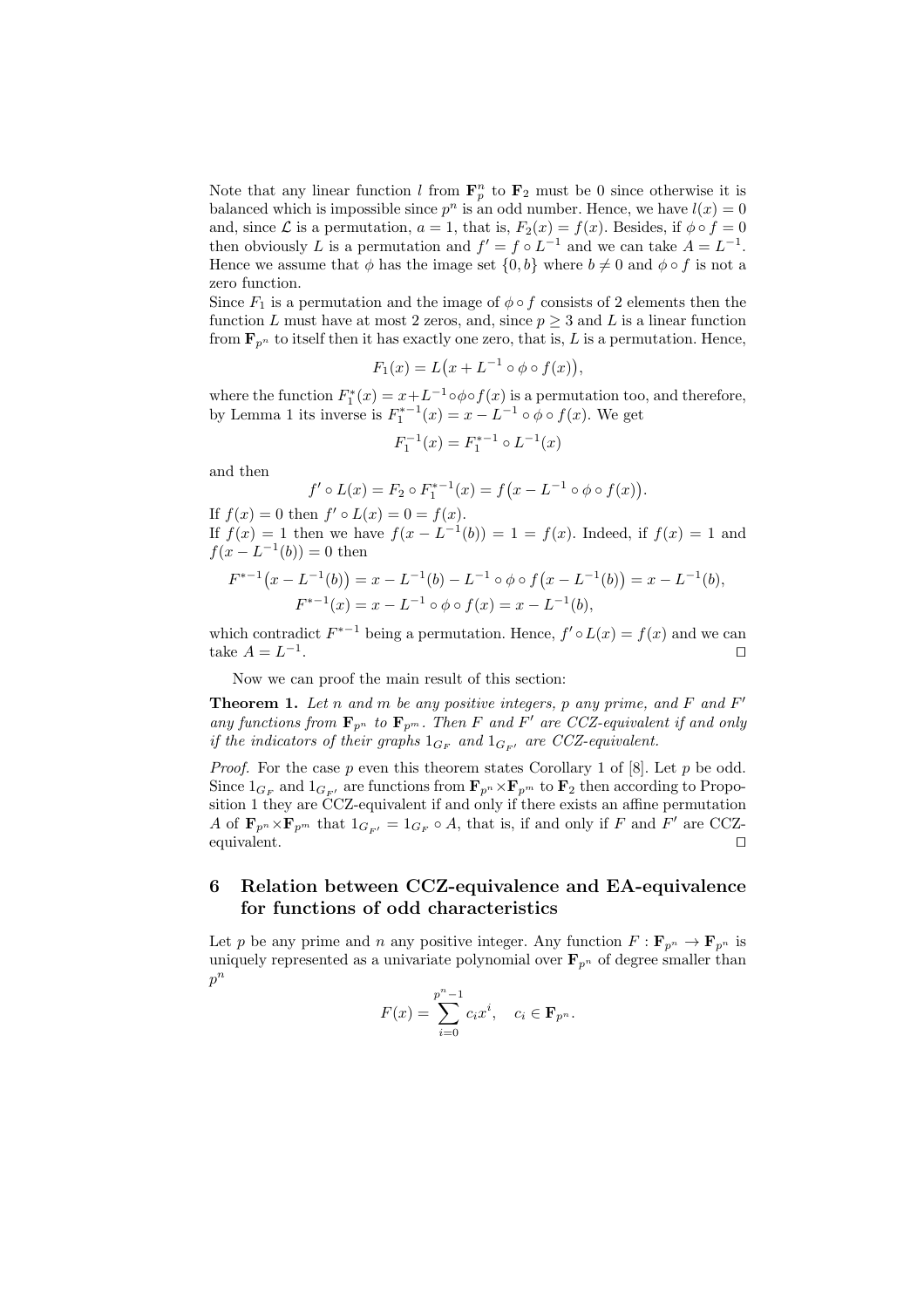Note that any linear function $l$ from $\mathbf{F}_p^n$ to $\mathbf{F}_2$ must be 0 since otherwise it is balanced which is impossible since $p^n$ is an odd number. Hence, we have $l(x) = 0$ and, since $\mathcal{L}$ is a permutation, $a = 1$, that is, $F_2(x) = f(x)$. Besides, if $\phi \circ f = 0$ then obviously $L$ is a permutation and $f' = f \circ L^{-1}$ and we can take $A = L^{-1}$. Hence we assume that $\phi$ has the image set $\{0, b\}$ where $b \neq 0$ and $\phi \circ f$ is not a zero function.

Since $F_1$ is a permutation and the image of $\phi \circ f$ consists of 2 elements then the function $L$ must have at most 2 zeros, and, since $p \geq 3$ and $L$ is a linear function from $\mathbf{F}_{p^n}$ to itself then it has exactly one zero, that is, $L$ is a permutation. Hence,

$$F_1(x) = L\big(x + L^{-1} \circ \phi \circ f(x)\big),$$

where the function $F_1^*(x) = x + L^{-1} \circ \phi \circ f(x)$ is a permutation too, and therefore, by Lemma 1 its inverse is $F_1^{*-1}(x) = x - L^{-1} \circ \phi \circ f(x)$. We get

$$F_1^{-1}(x) = F_1^{*-1} \circ L^{-1}(x)$$

and then

$$f' \circ L(x) = F_2 \circ F_1^{*-1}(x) = f\big(x - L^{-1} \circ \phi \circ f(x)\big).$$

If $f(x) = 0$ then $f' \circ L(x) = 0 = f(x)$.
If $f(x) = 1$ then we have $f(x - L^{-1}(b)) = 1 = f(x)$. Indeed, if $f(x) = 1$ and $f(x - L^{-1}(b)) = 0$ then

$$F^{*-1}\big(x - L^{-1}(b)\big) = x - L^{-1}(b) - L^{-1} \circ \phi \circ f\big(x - L^{-1}(b)\big) = x - L^{-1}(b),$$
$$F^{*-1}(x) = x - L^{-1} \circ \phi \circ f(x) = x - L^{-1}(b),$$

which contradict $F^{*-1}$ being a permutation. Hence, $f' \circ L(x) = f(x)$ and we can take $A = L^{-1}$. ◻

Now we can proof the main result of this section:

**Theorem 1.** *Let $n$ and $m$ be any positive integers, $p$ any prime, and $F$ and $F'$ any functions from $\mathbf{F}_{p^n}$ to $\mathbf{F}_{p^m}$. Then $F$ and $F'$ are CCZ-equivalent if and only if the indicators of their graphs $1_{G_F}$ and $1_{G_{F'}}$ are CCZ-equivalent.*

*Proof.* For the case $p$ even this theorem states Corollary 1 of [8]. Let $p$ be odd. Since $1_{G_F}$ and $1_{G_{F'}}$ are functions from $\mathbf{F}_{p^n} \times \mathbf{F}_{p^m}$ to $\mathbf{F}_2$ then according to Proposition 1 they are CCZ-equivalent if and only if there exists an affine permutation $A$ of $\mathbf{F}_{p^n} \times \mathbf{F}_{p^m}$ that $1_{G_{F'}} = 1_{G_F} \circ A$, that is, if and only if $F$ and $F'$ are CCZ-equivalent. ◻

## 6 Relation between CCZ-equivalence and EA-equivalence for functions of odd characteristics

Let $p$ be any prime and $n$ any positive integer. Any function $F : \mathbf{F}_{p^n} \to \mathbf{F}_{p^n}$ is uniquely represented as a univariate polynomial over $\mathbf{F}_{p^n}$ of degree smaller than $p^n$

$$F(x) = \sum_{i=0}^{p^n-1} c_i x^i, \quad c_i \in \mathbf{F}_{p^n}.$$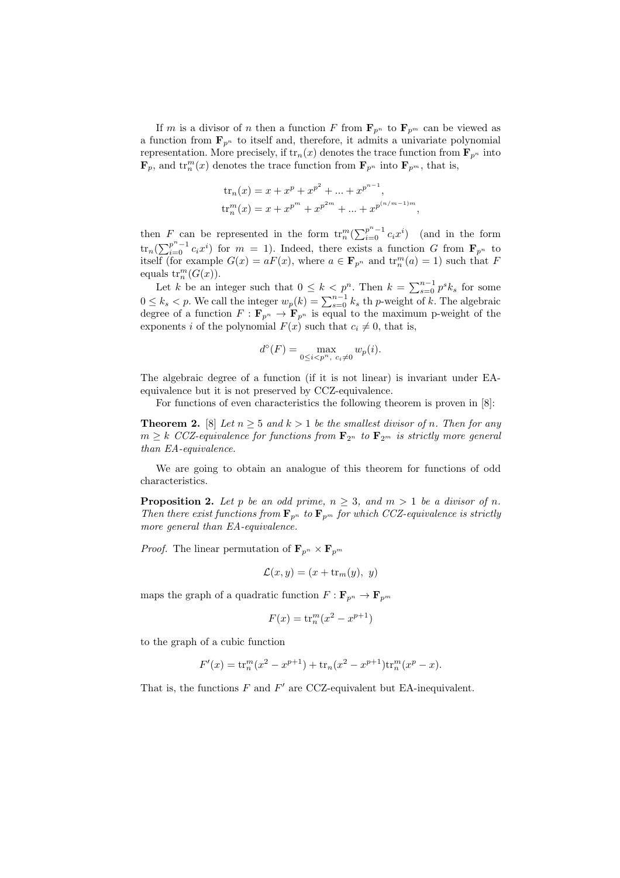If $m$ is a divisor of $n$ then a function $F$ from $\mathbf{F}_{p^n}$ to $\mathbf{F}_{p^m}$ can be viewed as a function from $\mathbf{F}_{p^n}$ to itself and, therefore, it admits a univariate polynomial representation. More precisely, if $\mathrm{tr}_n(x)$ denotes the trace function from $\mathbf{F}_{p^n}$ into $\mathbf{F}_p$, and $\mathrm{tr}_n^m(x)$ denotes the trace function from $\mathbf{F}_{p^n}$ into $\mathbf{F}_{p^m}$, that is,

$$\mathrm{tr}_n(x) = x + x^p + x^{p^2} + ... + x^{p^{n-1}},$$
$$\mathrm{tr}_n^m(x) = x + x^{p^m} + x^{p^{2m}} + ... + x^{p^{(n/m-1)m}},$$

then $F$ can be represented in the form $\mathrm{tr}_n^m(\sum_{i=0}^{p^n-1} c_i x^i)$ (and in the form $\mathrm{tr}_n(\sum_{i=0}^{p^n-1} c_i x^i)$ for $m = 1$). Indeed, there exists a function $G$ from $\mathbf{F}_{p^n}$ to itself (for example $G(x) = aF(x)$, where $a \in \mathbf{F}_{p^n}$ and $\mathrm{tr}_n^m(a) = 1$) such that $F$ equals $\mathrm{tr}_n^m(G(x))$.

Let $k$ be an integer such that $0 \le k < p^n$. Then $k = \sum_{s=0}^{n-1} p^s k_s$ for some $0 \le k_s < p$. We call the integer $w_p(k) = \sum_{s=0}^{n-1} k_s$ th $p$-weight of $k$. The algebraic degree of a function $F : \mathbf{F}_{p^n} \to \mathbf{F}_{p^n}$ is equal to the maximum p-weight of the exponents $i$ of the polynomial $F(x)$ such that $c_i \neq 0$, that is,

$$d^\circ(F) = \max_{0 \le i < p^n,\ c_i \neq 0} w_p(i).$$

The algebraic degree of a function (if it is not linear) is invariant under EA-equivalence but it is not preserved by CCZ-equivalence.

For functions of even characteristics the following theorem is proven in [8]:

**Theorem 2.** [8] *Let $n \ge 5$ and $k > 1$ be the smallest divisor of $n$. Then for any $m \ge k$ CCZ-equivalence for functions from $\mathbf{F}_{2^n}$ to $\mathbf{F}_{2^m}$ is strictly more general than EA-equivalence.*

We are going to obtain an analogue of this theorem for functions of odd characteristics.

**Proposition 2.** *Let $p$ be an odd prime, $n \ge 3$, and $m > 1$ be a divisor of $n$. Then there exist functions from $\mathbf{F}_{p^n}$ to $\mathbf{F}_{p^m}$ for which CCZ-equivalence is strictly more general than EA-equivalence.*

*Proof.* The linear permutation of $\mathbf{F}_{p^n} \times \mathbf{F}_{p^m}$

$$\mathcal{L}(x, y) = (x + \mathrm{tr}_m(y),\ y)$$

maps the graph of a quadratic function $F : \mathbf{F}_{p^n} \to \mathbf{F}_{p^m}$

$$F(x) = \mathrm{tr}_n^m(x^2 - x^{p+1})$$

to the graph of a cubic function

$$F'(x) = \mathrm{tr}_n^m(x^2 - x^{p+1}) + \mathrm{tr}_n(x^2 - x^{p+1})\mathrm{tr}_n^m(x^p - x).$$

That is, the functions $F$ and $F'$ are CCZ-equivalent but EA-inequivalent.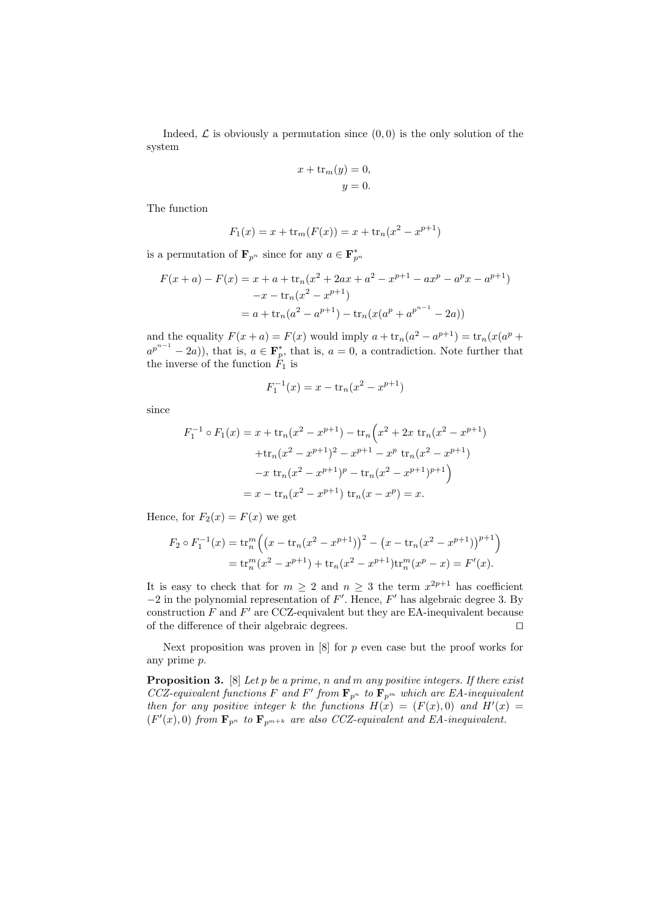Indeed, $\mathcal{L}$ is obviously a permutation since $(0,0)$ is the only solution of the system

$$x + \mathrm{tr}_m(y) = 0,$$
$$y = 0.$$

The function

$$F_1(x) = x + \mathrm{tr}_m(F(x)) = x + \mathrm{tr}_n(x^2 - x^{p+1})$$

is a permutation of $\mathbf{F}_{p^n}$ since for any $a \in \mathbf{F}_{p^n}^*$

$$\begin{aligned} F(x+a) - F(x) &= x + a + \mathrm{tr}_n(x^2 + 2ax + a^2 - x^{p+1} - ax^p - a^p x - a^{p+1}) \\ &\quad -x - \mathrm{tr}_n(x^2 - x^{p+1}) \\ &= a + \mathrm{tr}_n(a^2 - a^{p+1}) - \mathrm{tr}_n(x(a^p + a^{p^{n-1}} - 2a)) \end{aligned}$$

and the equality $F(x+a) = F(x)$ would imply $a + \mathrm{tr}_n(a^2 - a^{p+1}) = \mathrm{tr}_n(x(a^p + a^{p^{n-1}} - 2a))$, that is, $a \in \mathbf{F}_p^*$, that is, $a = 0$, a contradiction. Note further that the inverse of the function $F_1$ is

$$F_1^{-1}(x) = x - \mathrm{tr}_n(x^2 - x^{p+1})$$

since

$$\begin{aligned} F_1^{-1} \circ F_1(x) &= x + \mathrm{tr}_n(x^2 - x^{p+1}) - \mathrm{tr}_n\Big(x^2 + 2x\ \mathrm{tr}_n(x^2 - x^{p+1}) \\ &\quad + \mathrm{tr}_n(x^2 - x^{p+1})^2 - x^{p+1} - x^p\ \mathrm{tr}_n(x^2 - x^{p+1}) \\ &\quad - x\ \mathrm{tr}_n(x^2 - x^{p+1})^p - \mathrm{tr}_n(x^2 - x^{p+1})^{p+1}\Big) \\ &= x - \mathrm{tr}_n(x^2 - x^{p+1})\ \mathrm{tr}_n(x - x^p) = x. \end{aligned}$$

Hence, for $F_2(x) = F(x)$ we get

$$\begin{aligned} F_2 \circ F_1^{-1}(x) &= \mathrm{tr}_n^m\Big(\big(x - \mathrm{tr}_n(x^2 - x^{p+1})\big)^2 - \big(x - \mathrm{tr}_n(x^2 - x^{p+1})\big)^{p+1}\Big) \\ &= \mathrm{tr}_n^m(x^2 - x^{p+1}) + \mathrm{tr}_n(x^2 - x^{p+1})\mathrm{tr}_n^m(x^p - x) = F'(x). \end{aligned}$$

It is easy to check that for $m \geq 2$ and $n \geq 3$ the term $x^{2p+1}$ has coefficient $-2$ in the polynomial representation of $F'$. Hence, $F'$ has algebraic degree 3. By construction $F$ and $F'$ are CCZ-equivalent but they are EA-inequivalent because of the difference of their algebraic degrees. □

Next proposition was proven in [8] for $p$ even case but the proof works for any prime $p$.

**Proposition 3.** [8] *Let $p$ be a prime, $n$ and $m$ any positive integers. If there exist CCZ-equivalent functions $F$ and $F'$ from $\mathbf{F}_{p^n}$ to $\mathbf{F}_{p^m}$ which are EA-inequivalent then for any positive integer $k$ the functions $H(x) = (F(x), 0)$ and $H'(x) = (F'(x), 0)$ from $\mathbf{F}_{p^n}$ to $\mathbf{F}_{p^{m+k}}$ are also CCZ-equivalent and EA-inequivalent.*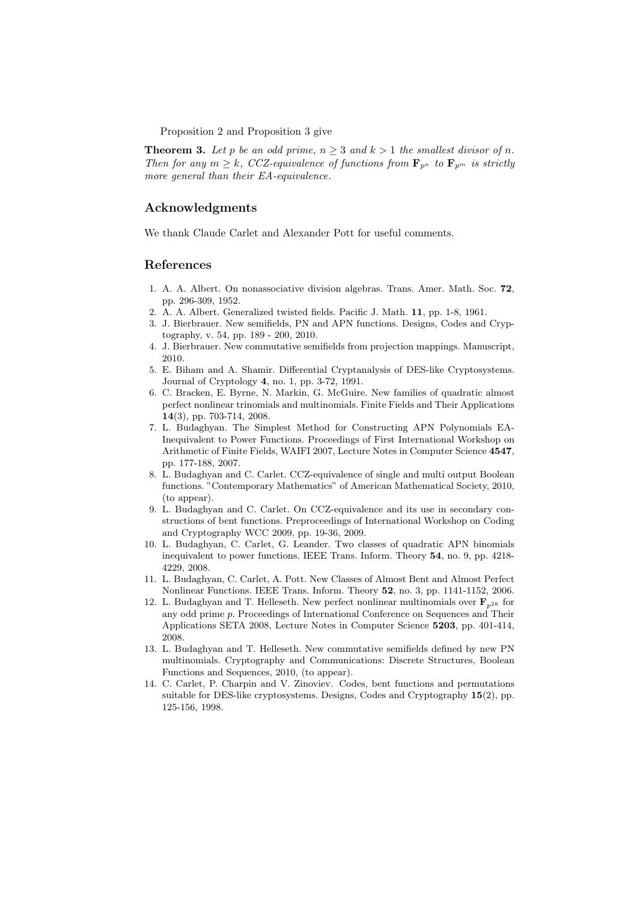Proposition 2 and Proposition 3 give

**Theorem 3.** *Let $p$ be an odd prime, $n \geq 3$ and $k > 1$ the smallest divisor of $n$. Then for any $m \geq k$, CCZ-equivalence of functions from $\mathbf{F}_{p^n}$ to $\mathbf{F}_{p^m}$ is strictly more general than their EA-equivalence.*

## Acknowledgments

We thank Claude Carlet and Alexander Pott for useful comments.

## References

1. A. A. Albert. On nonassociative division algebras. Trans. Amer. Math. Soc. **72**, pp. 296-309, 1952.
2. A. A. Albert. Generalized twisted fields. Pacific J. Math. **11**, pp. 1-8, 1961.
3. J. Bierbrauer. New semifields, PN and APN functions. Designs, Codes and Cryptography, v. 54, pp. 189 - 200, 2010.
4. J. Bierbrauer. New commutative semifields from projection mappings. Manuscript, 2010.
5. E. Biham and A. Shamir. Differential Cryptanalysis of DES-like Cryptosystems. Journal of Cryptology **4**, no. 1, pp. 3-72, 1991.
6. C. Bracken, E. Byrne, N. Markin, G. McGuire. New families of quadratic almost perfect nonlinear trinomials and multinomials. Finite Fields and Their Applications **14**(3), pp. 703-714, 2008.
7. L. Budaghyan. The Simplest Method for Constructing APN Polynomials EA-Inequivalent to Power Functions. Proceedings of First International Workshop on Arithmetic of Finite Fields, WAIFI 2007, Lecture Notes in Computer Science **4547**, pp. 177-188, 2007.
8. L. Budaghyan and C. Carlet. CCZ-equivalence of single and multi output Boolean functions. "Contemporary Mathematics" of American Mathematical Society, 2010, (to appear).
9. L. Budaghyan and C. Carlet. On CCZ-equivalence and its use in secondary constructions of bent functions. Preproceedings of International Workshop on Coding and Cryptography WCC 2009, pp. 19-36, 2009.
10. L. Budaghyan, C. Carlet, G. Leander. Two classes of quadratic APN binomials inequivalent to power functions. IEEE Trans. Inform. Theory **54**, no. 9, pp. 4218-4229, 2008.
11. L. Budaghyan, C. Carlet, A. Pott. New Classes of Almost Bent and Almost Perfect Nonlinear Functions. IEEE Trans. Inform. Theory **52**, no. 3, pp. 1141-1152, 2006.
12. L. Budaghyan and T. Helleseth. New perfect nonlinear multinomials over $\mathbf{F}_{p^{2k}}$ for any odd prime $p$. Proceedings of International Conference on Sequences and Their Applications SETA 2008, Lecture Notes in Computer Science **5203**, pp. 401-414, 2008.
13. L. Budaghyan and T. Helleseth. New commutative semifields defined by new PN multinomials. Cryptography and Communications: Discrete Structures, Boolean Functions and Sequences, 2010, (to appear).
14. C. Carlet, P. Charpin and V. Zinoviev. Codes, bent functions and permutations suitable for DES-like cryptosystems. Designs, Codes and Cryptography **15**(2), pp. 125-156, 1998.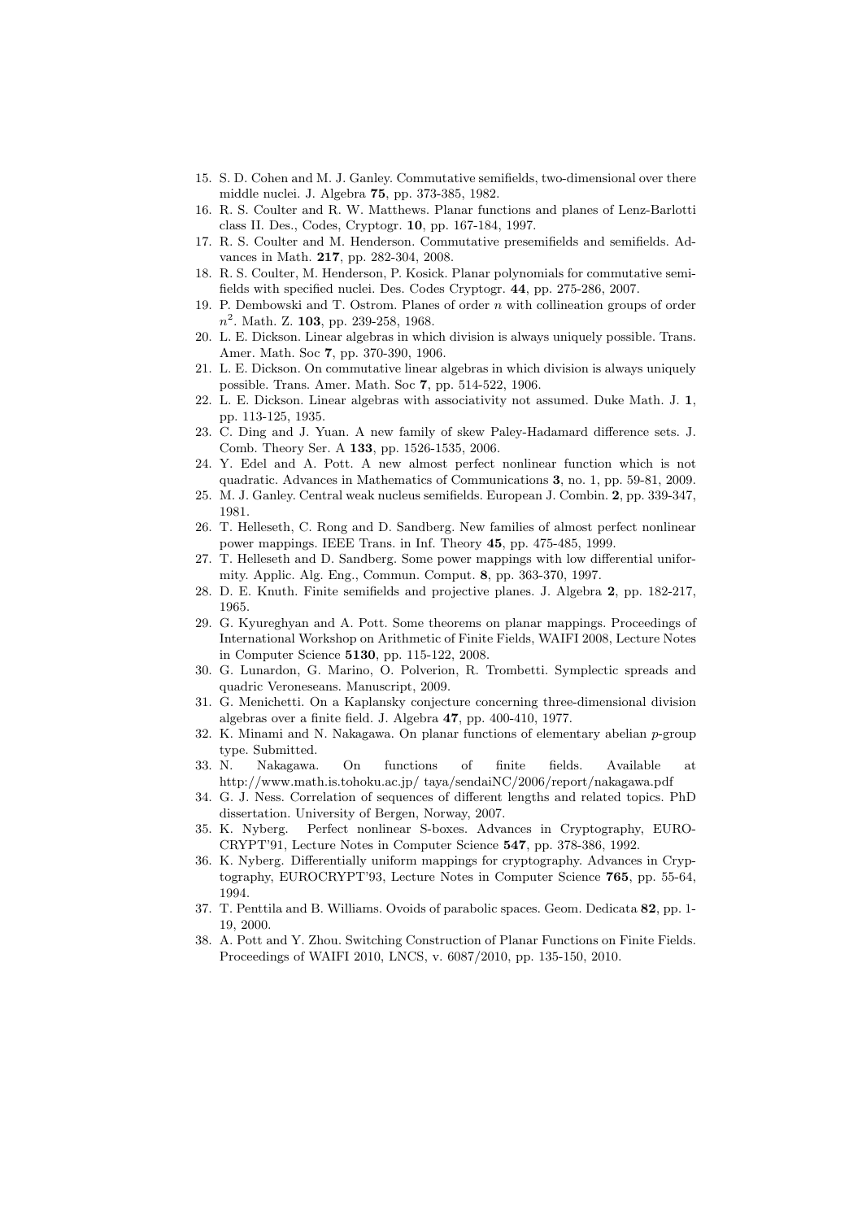15. S. D. Cohen and M. J. Ganley. Commutative semifields, two-dimensional over there middle nuclei. J. Algebra **75**, pp. 373-385, 1982.
16. R. S. Coulter and R. W. Matthews. Planar functions and planes of Lenz-Barlotti class II. Des., Codes, Cryptogr. **10**, pp. 167-184, 1997.
17. R. S. Coulter and M. Henderson. Commutative presemifields and semifields. Advances in Math. **217**, pp. 282-304, 2008.
18. R. S. Coulter, M. Henderson, P. Kosick. Planar polynomials for commutative semifields with specified nuclei. Des. Codes Cryptogr. **44**, pp. 275-286, 2007.
19. P. Dembowski and T. Ostrom. Planes of order $n$ with collineation groups of order $n^2$. Math. Z. **103**, pp. 239-258, 1968.
20. L. E. Dickson. Linear algebras in which division is always uniquely possible. Trans. Amer. Math. Soc **7**, pp. 370-390, 1906.
21. L. E. Dickson. On commutative linear algebras in which division is always uniquely possible. Trans. Amer. Math. Soc **7**, pp. 514-522, 1906.
22. L. E. Dickson. Linear algebras with associativity not assumed. Duke Math. J. **1**, pp. 113-125, 1935.
23. C. Ding and J. Yuan. A new family of skew Paley-Hadamard difference sets. J. Comb. Theory Ser. A **133**, pp. 1526-1535, 2006.
24. Y. Edel and A. Pott. A new almost perfect nonlinear function which is not quadratic. Advances in Mathematics of Communications **3**, no. 1, pp. 59-81, 2009.
25. M. J. Ganley. Central weak nucleus semifields. European J. Combin. **2**, pp. 339-347, 1981.
26. T. Helleseth, C. Rong and D. Sandberg. New families of almost perfect nonlinear power mappings. IEEE Trans. in Inf. Theory **45**, pp. 475-485, 1999.
27. T. Helleseth and D. Sandberg. Some power mappings with low differential uniformity. Applic. Alg. Eng., Commun. Comput. **8**, pp. 363-370, 1997.
28. D. E. Knuth. Finite semifields and projective planes. J. Algebra **2**, pp. 182-217, 1965.
29. G. Kyureghyan and A. Pott. Some theorems on planar mappings. Proceedings of International Workshop on Arithmetic of Finite Fields, WAIFI 2008, Lecture Notes in Computer Science **5130**, pp. 115-122, 2008.
30. G. Lunardon, G. Marino, O. Polverion, R. Trombetti. Symplectic spreads and quadric Veroneseans. Manuscript, 2009.
31. G. Menichetti. On a Kaplansky conjecture concerning three-dimensional division algebras over a finite field. J. Algebra **47**, pp. 400-410, 1977.
32. K. Minami and N. Nakagawa. On planar functions of elementary abelian $p$-group type. Submitted.
33. N. Nakagawa. On functions of finite fields. Available at http://www.math.is.tohoku.ac.jp/ taya/sendaiNC/2006/report/nakagawa.pdf
34. G. J. Ness. Correlation of sequences of different lengths and related topics. PhD dissertation. University of Bergen, Norway, 2007.
35. K. Nyberg. Perfect nonlinear S-boxes. Advances in Cryptography, EUROCRYPT'91, Lecture Notes in Computer Science **547**, pp. 378-386, 1992.
36. K. Nyberg. Differentially uniform mappings for cryptography. Advances in Cryptography, EUROCRYPT'93, Lecture Notes in Computer Science **765**, pp. 55-64, 1994.
37. T. Penttila and B. Williams. Ovoids of parabolic spaces. Geom. Dedicata **82**, pp. 1-19, 2000.
38. A. Pott and Y. Zhou. Switching Construction of Planar Functions on Finite Fields. Proceedings of WAIFI 2010, LNCS, v. 6087/2010, pp. 135-150, 2010.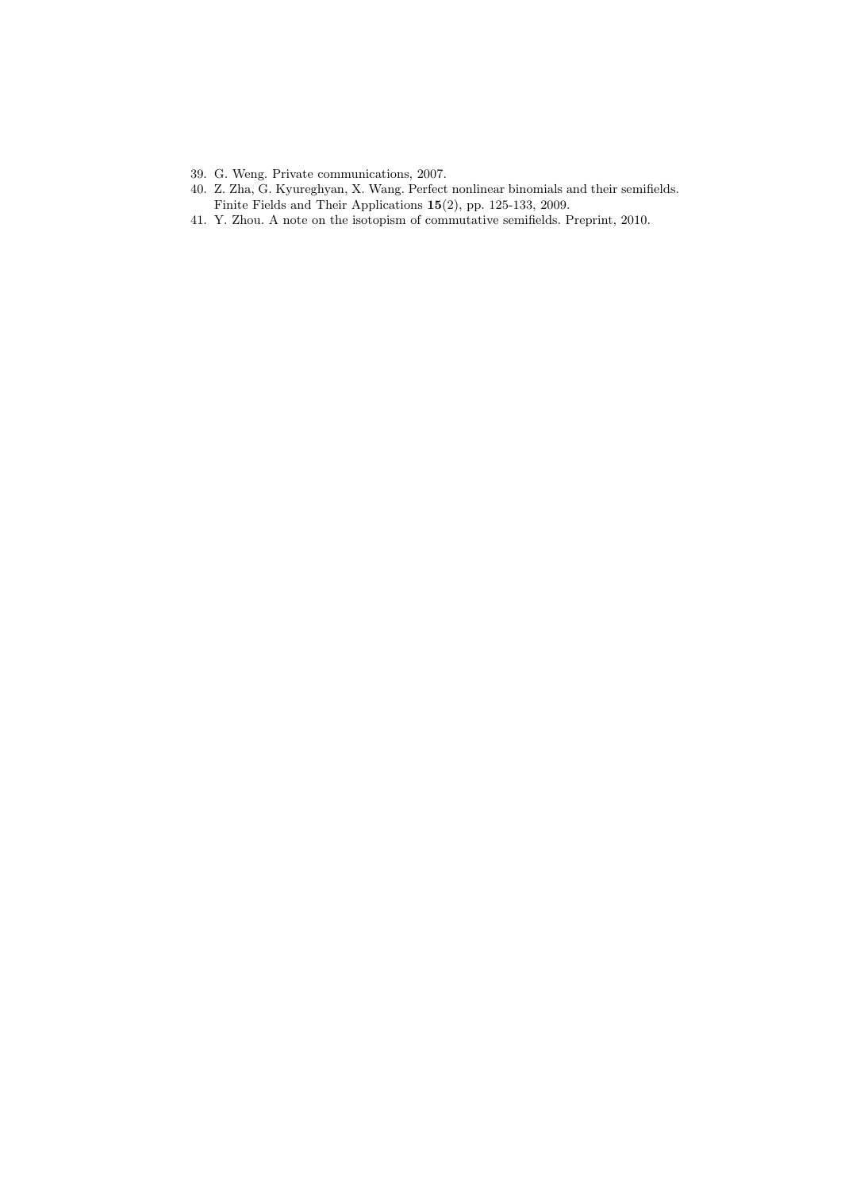39. G. Weng. Private communications, 2007.
40. Z. Zha, G. Kyureghyan, X. Wang. Perfect nonlinear binomials and their semifields. Finite Fields and Their Applications **15**(2), pp. 125-133, 2009.
41. Y. Zhou. A note on the isotopism of commutative semifields. Preprint, 2010.